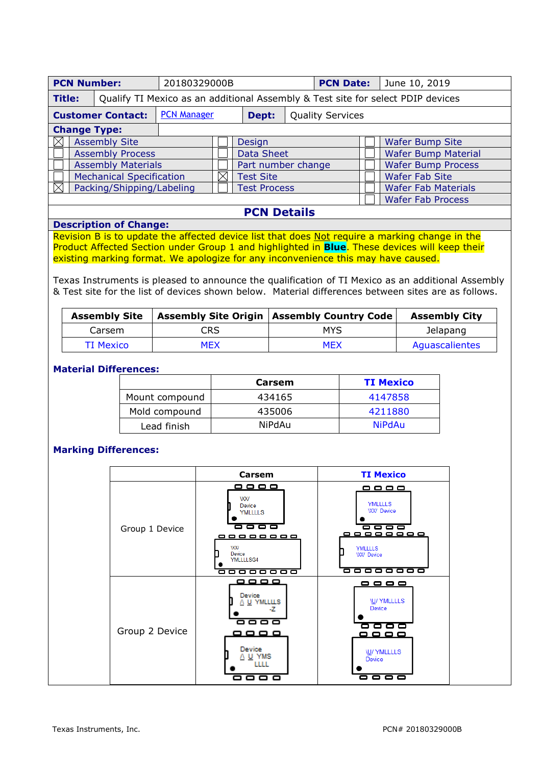| **PCN Number:** | 20180329000B | **PCN Date:** | June 10, 2019 |
|---|---|---|---|
| **Title:** | Qualify TI Mexico as an additional Assembly & Test site for select PDIP devices | | |
| **Customer Contact:** | PCN Manager | **Dept:** | Quality Services |

**Change Type:**

| | | | | | |
|---|---|---|---|---|---|
| ☒ | Assembly Site | ☐ | Design | ☐ | Wafer Bump Site |
| ☐ | Assembly Process | ☐ | Data Sheet | ☐ | Wafer Bump Material |
| ☐ | Assembly Materials | ☐ | Part number change | ☐ | Wafer Bump Process |
| ☐ | Mechanical Specification | ☒ | Test Site | ☐ | Wafer Fab Site |
| ☒ | Packing/Shipping/Labeling | ☐ | Test Process | ☐ | Wafer Fab Materials |
| | | | | ☐ | Wafer Fab Process |

## PCN Details

**Description of Change:**

Revision B is to update the affected device list that does Not require a marking change in the Product Affected Section under Group 1 and highlighted in **Blue**. These devices will keep their existing marking format. We apologize for any inconvenience this may have caused.

Texas Instruments is pleased to announce the qualification of TI Mexico as an additional Assembly & Test site for the list of devices shown below. Material differences between sites are as follows.

| Assembly Site | Assembly Site Origin | Assembly Country Code | Assembly City |
|---|---|---|---|
| Carsem | CRS | MYS | Jelapang |
| TI Mexico | MEX | MEX | Aguascalientes |

**Material Differences:**

| | Carsem | TI Mexico |
|---|---|---|
| Mount compound | 434165 | 4147858 |
| Mold compound | 435006 | 4211880 |
| Lead finish | NiPdAu | NiPdAu |

**Marking Differences:**

| | Carsem | TI Mexico |
|---|---|---|
| Group 1 Device | WW Device YMLLLLS; WW Device YMLLLLSG4 | YMLLLLS WW Device; YMLLLLS WW Device |
| Group 2 Device | Device Λ U YMLLLLS -Z; Device Λ U YMS LLLL | U YMLLLLS Device; U YMLLLLS Device |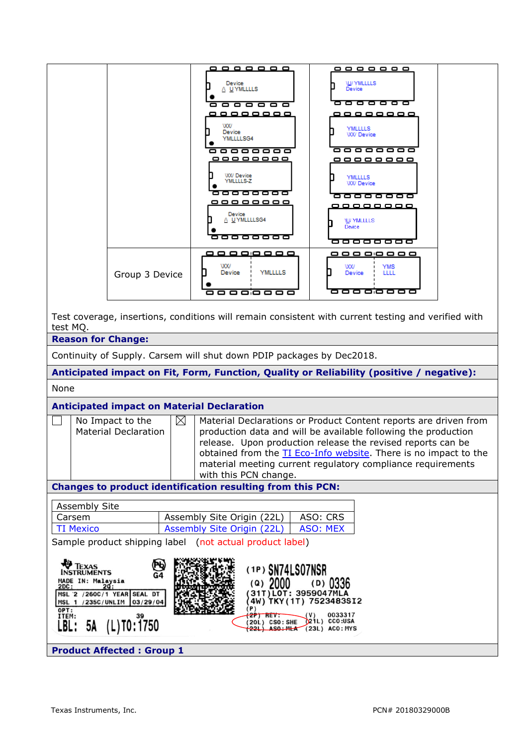| | | |
|---|---|---|
| | Device<br>Δ U YMLLLLS<br><br>\XX/<br>Device<br>YMLLLLSG4<br><br>\XX/ Device<br>YMLLLLS-Z<br><br>Device<br>Δ U YMLLLLSG4 | \U/ YMLLLLS<br>Device<br><br>YMLLLLS<br>\XX/ Device<br><br>YMLLLLS<br>\XX/ Device<br><br>\U/ YMLLLLS<br>Device |
| Group 3 Device | \XX/<br>Device YMLLLLS | \XX/ YMS<br>Device LLLL |

Test coverage, insertions, conditions will remain consistent with current testing and verified with test MQ.

**Reason for Change:**

Continuity of Supply. Carsem will shut down PDIP packages by Dec2018.

**Anticipated impact on Fit, Form, Function, Quality or Reliability (positive / negative):**

None

**Anticipated impact on Material Declaration**

| | | | |
|---|---|---|---|
| ☐ | No Impact to the Material Declaration | ☒ | Material Declarations or Product Content reports are driven from production data and will be available following the production release. Upon production release the revised reports can be obtained from the TI Eco-Info website. There is no impact to the material meeting current regulatory compliance requirements with this PCN change. |

**Changes to product identification resulting from this PCN:**

| Assembly Site | | |
|---|---|---|
| Carsem | Assembly Site Origin (22L) | ASO: CRS |
| TI Mexico | Assembly Site Origin (22L) | ASO: MEX |

Sample product shipping label (not actual product label)

```
TEXAS INSTRUMENTS                         (1P) SN74LS07NSR
MADE IN: Malaysia        G4               (Q) 2000     (D) 0336
2DC:      2Q:                             (31T) LOT: 3959047MLA
MSL 2 /260C/1 YEAR | SEAL DT              (4W) TKY(1T) 7523483SI2
MSL 1 /235C/UNLIM  | 03/29/04             (P)
OPT:                                      (2P) REV:      (V)    0033317
ITEM:          39                         (20L) CSO: SHE (21L) CCO:USA
LBL: 5A (L)T0:1750                        (22L) ASO: MLA (23L) ACO: MYS
```

**Product Affected : Group 1**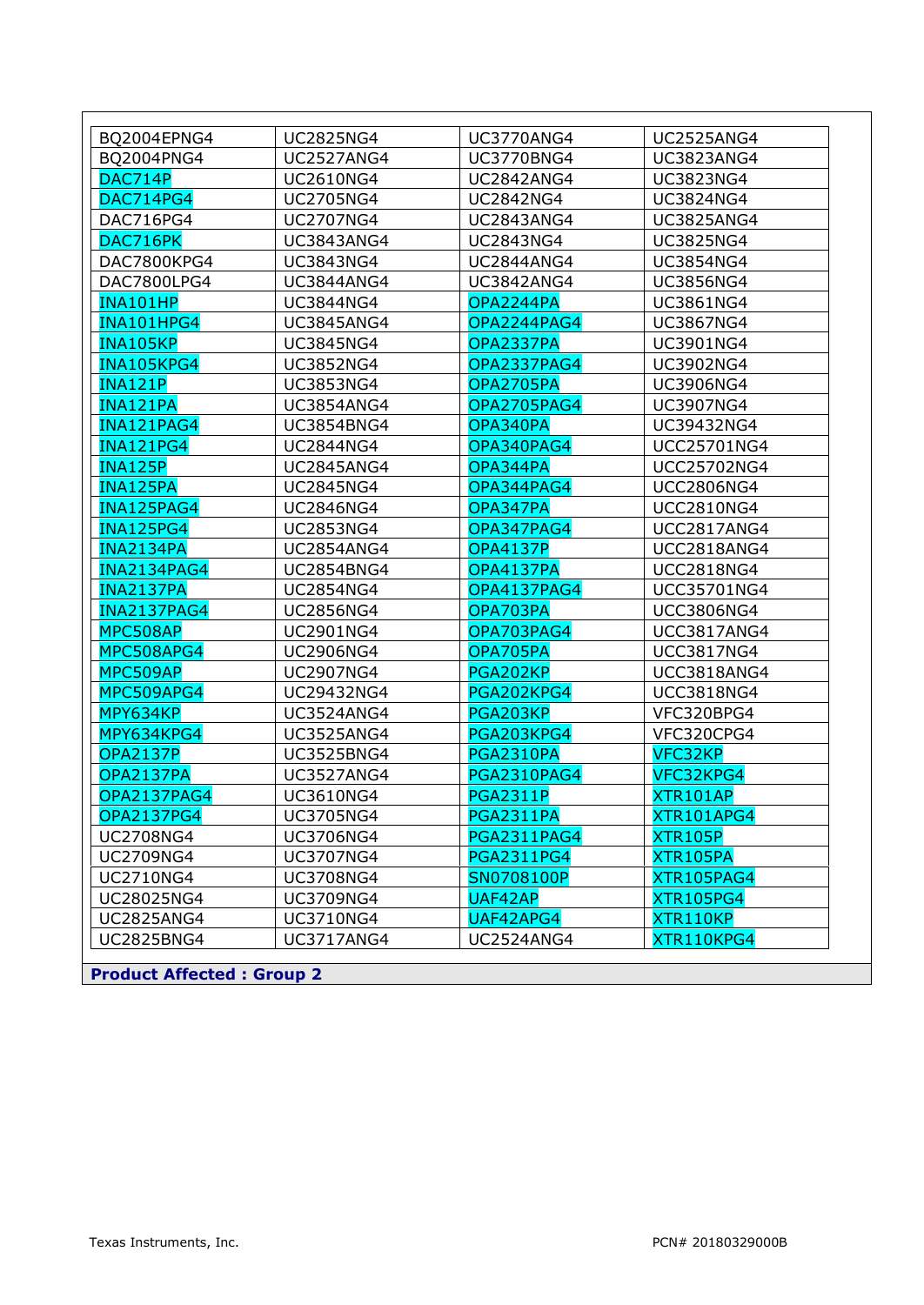| BQ2004EPNG4 | UC2825NG4 | UC3770ANG4 | UC2525ANG4 |
|---|---|---|---|
| BQ2004PNG4 | UC2527ANG4 | UC3770BNG4 | UC3823ANG4 |
| DAC714P | UC2610NG4 | UC2842ANG4 | UC3823NG4 |
| DAC714PG4 | UC2705NG4 | UC2842NG4 | UC3824NG4 |
| DAC716PG4 | UC2707NG4 | UC2843ANG4 | UC3825ANG4 |
| DAC716PK | UC3843ANG4 | UC2843NG4 | UC3825NG4 |
| DAC7800KPG4 | UC3843NG4 | UC2844ANG4 | UC3854NG4 |
| DAC7800LPG4 | UC3844ANG4 | UC3842ANG4 | UC3856NG4 |
| INA101HP | UC3844NG4 | OPA2244PA | UC3861NG4 |
| INA101HPG4 | UC3845ANG4 | OPA2244PAG4 | UC3867NG4 |
| INA105KP | UC3845NG4 | OPA2337PA | UC3901NG4 |
| INA105KPG4 | UC3852NG4 | OPA2337PAG4 | UC3902NG4 |
| INA121P | UC3853NG4 | OPA2705PA | UC3906NG4 |
| INA121PA | UC3854ANG4 | OPA2705PAG4 | UC3907NG4 |
| INA121PAG4 | UC3854BNG4 | OPA340PA | UC39432NG4 |
| INA121PG4 | UC2844NG4 | OPA340PAG4 | UCC25701NG4 |
| INA125P | UC2845ANG4 | OPA344PA | UCC25702NG4 |
| INA125PA | UC2845NG4 | OPA344PAG4 | UCC2806NG4 |
| INA125PAG4 | UC2846NG4 | OPA347PA | UCC2810NG4 |
| INA125PG4 | UC2853NG4 | OPA347PAG4 | UCC2817ANG4 |
| INA2134PA | UC2854ANG4 | OPA4137P | UCC2818ANG4 |
| INA2134PAG4 | UC2854BNG4 | OPA4137PA | UCC2818NG4 |
| INA2137PA | UC2854NG4 | OPA4137PAG4 | UCC35701NG4 |
| INA2137PAG4 | UC2856NG4 | OPA703PA | UCC3806NG4 |
| MPC508AP | UC2901NG4 | OPA703PAG4 | UCC3817ANG4 |
| MPC508APG4 | UC2906NG4 | OPA705PA | UCC3817NG4 |
| MPC509AP | UC2907NG4 | PGA202KP | UCC3818ANG4 |
| MPC509APG4 | UC29432NG4 | PGA202KPG4 | UCC3818NG4 |
| MPY634KP | UC3524ANG4 | PGA203KP | VFC320BPG4 |
| MPY634KPG4 | UC3525ANG4 | PGA203KPG4 | VFC320CPG4 |
| OPA2137P | UC3525BNG4 | PGA2310PA | VFC32KP |
| OPA2137PA | UC3527ANG4 | PGA2310PAG4 | VFC32KPG4 |
| OPA2137PAG4 | UC3610NG4 | PGA2311P | XTR101AP |
| OPA2137PG4 | UC3705NG4 | PGA2311PA | XTR101APG4 |
| UC2708NG4 | UC3706NG4 | PGA2311PAG4 | XTR105P |
| UC2709NG4 | UC3707NG4 | PGA2311PG4 | XTR105PA |
| UC2710NG4 | UC3708NG4 | SN0708100P | XTR105PAG4 |
| UC28025NG4 | UC3709NG4 | UAF42AP | XTR105PG4 |
| UC2825ANG4 | UC3710NG4 | UAF42APG4 | XTR110KP |
| UC2825BNG4 | UC3717ANG4 | UC2524ANG4 | XTR110KPG4 |

**Product Affected : Group 2**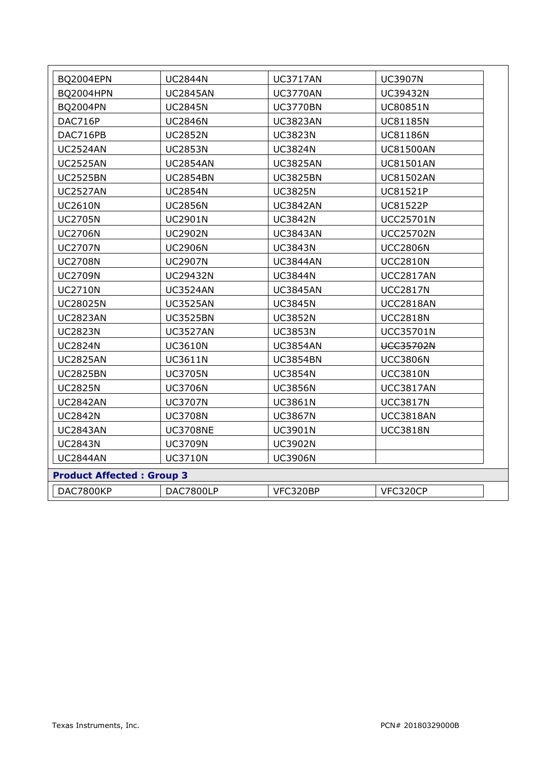| | | | |
|---|---|---|---|
| BQ2004EPN | UC2844N | UC3717AN | UC3907N |
| BQ2004HPN | UC2845AN | UC3770AN | UC39432N |
| BQ2004PN | UC2845N | UC3770BN | UC80851N |
| DAC716P | UC2846N | UC3823AN | UC81185N |
| DAC716PB | UC2852N | UC3823N | UC81186N |
| UC2524AN | UC2853N | UC3824N | UC81500AN |
| UC2525AN | UC2854AN | UC3825AN | UC81501AN |
| UC2525BN | UC2854BN | UC3825BN | UC81502AN |
| UC2527AN | UC2854N | UC3825N | UC81521P |
| UC2610N | UC2856N | UC3842AN | UC81522P |
| UC2705N | UC2901N | UC3842N | UCC25701N |
| UC2706N | UC2902N | UC3843AN | UCC25702N |
| UC2707N | UC2906N | UC3843N | UCC2806N |
| UC2708N | UC2907N | UC3844AN | UCC2810N |
| UC2709N | UC29432N | UC3844N | UCC2817AN |
| UC2710N | UC3524AN | UC3845AN | UCC2817N |
| UC28025N | UC3525AN | UC3845N | UCC2818AN |
| UC2823AN | UC3525BN | UC3852N | UCC2818N |
| UC2823N | UC3527AN | UC3853N | UCC35701N |
| UC2824N | UC3610N | UC3854AN | ~~UCC35702N~~ |
| UC2825AN | UC3611N | UC3854BN | UCC3806N |
| UC2825BN | UC3705N | UC3854N | UCC3810N |
| UC2825N | UC3706N | UC3856N | UCC3817AN |
| UC2842AN | UC3707N | UC3861N | UCC3817N |
| UC2842N | UC3708N | UC3867N | UCC3818AN |
| UC2843AN | UC3708NE | UC3901N | UCC3818N |
| UC2843N | UC3709N | UC3902N | |
| UC2844AN | UC3710N | UC3906N | |

**Product Affected : Group 3**

| | | | |
|---|---|---|---|
| DAC7800KP | DAC7800LP | VFC320BP | VFC320CP |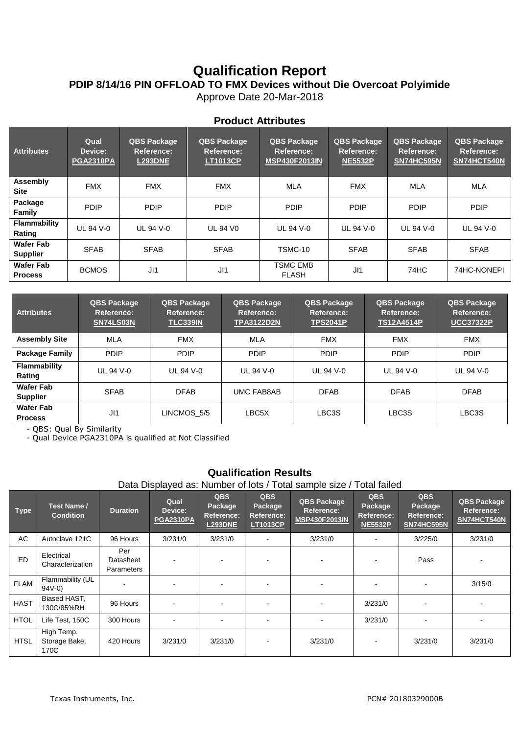# Qualification Report

## PDIP 8/14/16 PIN OFFLOAD TO FMX Devices without Die Overcoat Polyimide

Approve Date 20-Mar-2018

### Product Attributes

| Attributes | Qual Device: PGA2310PA | QBS Package Reference: L293DNE | QBS Package Reference: LT1013CP | QBS Package Reference: MSP430F2013IN | QBS Package Reference: NE5532P | QBS Package Reference: SN74HC595N | QBS Package Reference: SN74HCT540N |
|---|---|---|---|---|---|---|---|
| Assembly Site | FMX | FMX | FMX | MLA | FMX | MLA | MLA |
| Package Family | PDIP | PDIP | PDIP | PDIP | PDIP | PDIP | PDIP |
| Flammability Rating | UL 94 V-0 | UL 94 V-0 | UL 94 V0 | UL 94 V-0 | UL 94 V-0 | UL 94 V-0 | UL 94 V-0 |
| Wafer Fab Supplier | SFAB | SFAB | SFAB | TSMC-10 | SFAB | SFAB | SFAB |
| Wafer Fab Process | BCMOS | JI1 | JI1 | TSMC EMB FLASH | JI1 | 74HC | 74HC-NONEPI |

| Attributes | QBS Package Reference: SN74LS03N | QBS Package Reference: TLC339IN | QBS Package Reference: TPA3122D2N | QBS Package Reference: TPS2041P | QBS Package Reference: TS12A4514P | QBS Package Reference: UCC37322P |
|---|---|---|---|---|---|---|
| Assembly Site | MLA | FMX | MLA | FMX | FMX | FMX |
| Package Family | PDIP | PDIP | PDIP | PDIP | PDIP | PDIP |
| Flammability Rating | UL 94 V-0 | UL 94 V-0 | UL 94 V-0 | UL 94 V-0 | UL 94 V-0 | UL 94 V-0 |
| Wafer Fab Supplier | SFAB | DFAB | UMC FAB8AB | DFAB | DFAB | DFAB |
| Wafer Fab Process | JI1 | LINCMOS_5/5 | LBC5X | LBC3S | LBC3S | LBC3S |

- QBS: Qual By Similarity
- Qual Device PGA2310PA is qualified at Not Classified

### Qualification Results

Data Displayed as: Number of lots / Total sample size / Total failed

| Type | Test Name / Condition | Duration | Qual Device: PGA2310PA | QBS Package Reference: L293DNE | QBS Package Reference: LT1013CP | QBS Package Reference: MSP430F2013IN | QBS Package Reference: NE5532P | QBS Package Reference: SN74HC595N | QBS Package Reference: SN74HCT540N |
|---|---|---|---|---|---|---|---|---|---|
| AC | Autoclave 121C | 96 Hours | 3/231/0 | 3/231/0 | - | 3/231/0 | - | 3/225/0 | 3/231/0 |
| ED | Electrical Characterization | Per Datasheet Parameters | - | - | - | - | - | Pass | - |
| FLAM | Flammability (UL 94V-0) | - | - | - | - | - | - | - | 3/15/0 |
| HAST | Biased HAST, 130C/85%RH | 96 Hours | - | - | - | - | 3/231/0 | - | - |
| HTOL | Life Test, 150C | 300 Hours | - | - | - | - | 3/231/0 | - | - |
| HTSL | High Temp. Storage Bake, 170C | 420 Hours | 3/231/0 | 3/231/0 | - | 3/231/0 | - | 3/231/0 | 3/231/0 |

Texas Instruments, Inc. PCN# 20180329000B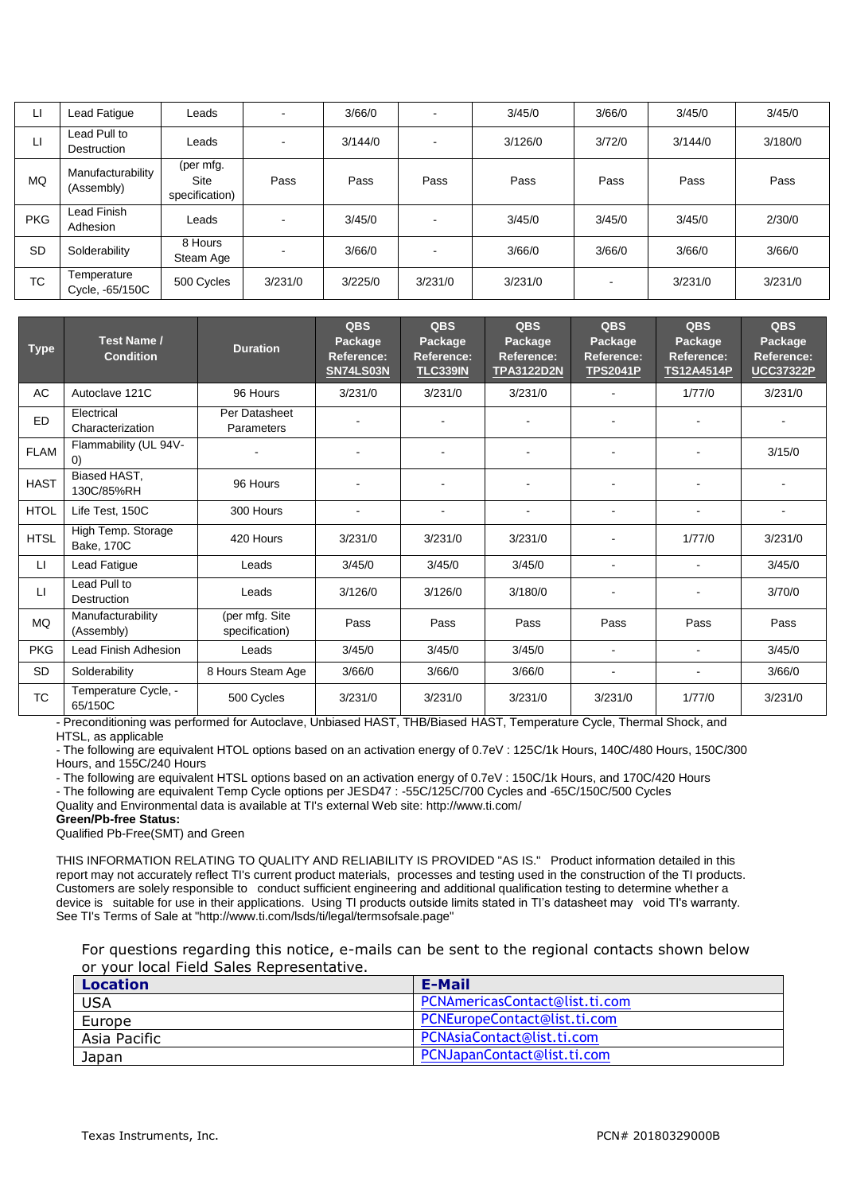| | | | | | | | | | |
|---|---|---|---|---|---|---|---|---|---|
| LI | Lead Fatigue | Leads | - | 3/66/0 | - | 3/45/0 | 3/66/0 | 3/45/0 | 3/45/0 |
| LI | Lead Pull to Destruction | Leads | - | 3/144/0 | - | 3/126/0 | 3/72/0 | 3/144/0 | 3/180/0 |
| MQ | Manufacturability (Assembly) | (per mfg. Site specification) | Pass | Pass | Pass | Pass | Pass | Pass | Pass |
| PKG | Lead Finish Adhesion | Leads | - | 3/45/0 | - | 3/45/0 | 3/45/0 | 3/45/0 | 2/30/0 |
| SD | Solderability | 8 Hours Steam Age | - | 3/66/0 | - | 3/66/0 | 3/66/0 | 3/66/0 | 3/66/0 |
| TC | Temperature Cycle, -65/150C | 500 Cycles | 3/231/0 | 3/225/0 | 3/231/0 | 3/231/0 | - | 3/231/0 | 3/231/0 |

| Type | Test Name / Condition | Duration | QBS Package Reference: SN74LS03N | QBS Package Reference: TLC339IN | QBS Package Reference: TPA3122D2N | QBS Package Reference: TPS2041P | QBS Package Reference: TS12A4514P | QBS Package Reference: UCC37322P |
|---|---|---|---|---|---|---|---|---|
| AC | Autoclave 121C | 96 Hours | 3/231/0 | 3/231/0 | 3/231/0 | - | 1/77/0 | 3/231/0 |
| ED | Electrical Characterization | Per Datasheet Parameters | - | - | - | - | - | - |
| FLAM | Flammability (UL 94V-0) | - | - | - | - | - | - | 3/15/0 |
| HAST | Biased HAST, 130C/85%RH | 96 Hours | - | - | - | - | - | - |
| HTOL | Life Test, 150C | 300 Hours | - | - | - | - | - | - |
| HTSL | High Temp. Storage Bake, 170C | 420 Hours | 3/231/0 | 3/231/0 | 3/231/0 | - | 1/77/0 | 3/231/0 |
| LI | Lead Fatigue | Leads | 3/45/0 | 3/45/0 | 3/45/0 | - | - | 3/45/0 |
| LI | Lead Pull to Destruction | Leads | 3/126/0 | 3/126/0 | 3/180/0 | - | - | 3/70/0 |
| MQ | Manufacturability (Assembly) | (per mfg. Site specification) | Pass | Pass | Pass | Pass | Pass | Pass |
| PKG | Lead Finish Adhesion | Leads | 3/45/0 | 3/45/0 | 3/45/0 | - | - | 3/45/0 |
| SD | Solderability | 8 Hours Steam Age | 3/66/0 | 3/66/0 | 3/66/0 | - | - | 3/66/0 |
| TC | Temperature Cycle, -65/150C | 500 Cycles | 3/231/0 | 3/231/0 | 3/231/0 | 3/231/0 | 1/77/0 | 3/231/0 |

- Preconditioning was performed for Autoclave, Unbiased HAST, THB/Biased HAST, Temperature Cycle, Thermal Shock, and HTSL, as applicable
- The following are equivalent HTOL options based on an activation energy of 0.7eV : 125C/1k Hours, 140C/480 Hours, 150C/300 Hours, and 155C/240 Hours
- The following are equivalent HTSL options based on an activation energy of 0.7eV : 150C/1k Hours, and 170C/420 Hours
- The following are equivalent Temp Cycle options per JESD47 : -55C/125C/700 Cycles and -65C/150C/500 Cycles

Quality and Environmental data is available at TI's external Web site: http://www.ti.com/

**Green/Pb-free Status:**

Qualified Pb-Free(SMT) and Green

THIS INFORMATION RELATING TO QUALITY AND RELIABILITY IS PROVIDED "AS IS." Product information detailed in this report may not accurately reflect TI's current product materials, processes and testing used in the construction of the TI products. Customers are solely responsible to conduct sufficient engineering and additional qualification testing to determine whether a device is suitable for use in their applications. Using TI products outside limits stated in TI's datasheet may void TI's warranty. See TI's Terms of Sale at "http://www.ti.com/lsds/ti/legal/termsofsale.page"

For questions regarding this notice, e-mails can be sent to the regional contacts shown below or your local Field Sales Representative.

| Location | E-Mail |
|---|---|
| USA | PCNAmericasContact@list.ti.com |
| Europe | PCNEuropeContact@list.ti.com |
| Asia Pacific | PCNAsiaContact@list.ti.com |
| Japan | PCNJapanContact@list.ti.com |